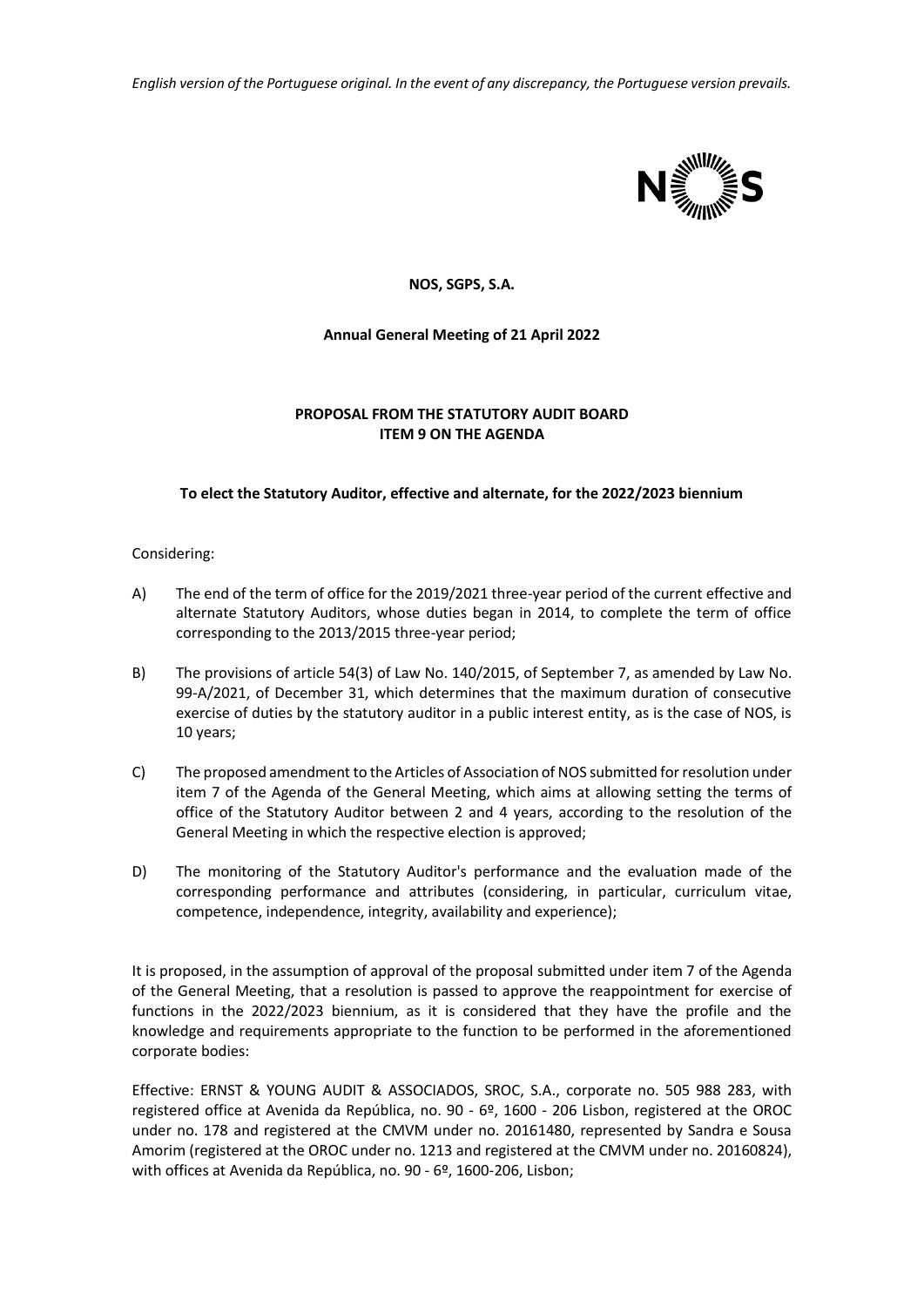*English version of the Portuguese original. In the event of any discrepancy, the Portuguese version prevails.*

**NOS, SGPS, S.A.**

**Annual General Meeting of 21 April 2022**

**PROPOSAL FROM THE STATUTORY AUDIT BOARD**
**ITEM 9 ON THE AGENDA**

**To elect the Statutory Auditor, effective and alternate, for the 2022/2023 biennium**

Considering:

A) The end of the term of office for the 2019/2021 three-year period of the current effective and alternate Statutory Auditors, whose duties began in 2014, to complete the term of office corresponding to the 2013/2015 three-year period;

B) The provisions of article 54(3) of Law No. 140/2015, of September 7, as amended by Law No. 99-A/2021, of December 31, which determines that the maximum duration of consecutive exercise of duties by the statutory auditor in a public interest entity, as is the case of NOS, is 10 years;

C) The proposed amendment to the Articles of Association of NOS submitted for resolution under item 7 of the Agenda of the General Meeting, which aims at allowing setting the terms of office of the Statutory Auditor between 2 and 4 years, according to the resolution of the General Meeting in which the respective election is approved;

D) The monitoring of the Statutory Auditor's performance and the evaluation made of the corresponding performance and attributes (considering, in particular, curriculum vitae, competence, independence, integrity, availability and experience);

It is proposed, in the assumption of approval of the proposal submitted under item 7 of the Agenda of the General Meeting, that a resolution is passed to approve the reappointment for exercise of functions in the 2022/2023 biennium, as it is considered that they have the profile and the knowledge and requirements appropriate to the function to be performed in the aforementioned corporate bodies:

Effective: ERNST & YOUNG AUDIT & ASSOCIADOS, SROC, S.A., corporate no. 505 988 283, with registered office at Avenida da República, no. 90 - 6º, 1600 - 206 Lisbon, registered at the OROC under no. 178 and registered at the CMVM under no. 20161480, represented by Sandra e Sousa Amorim (registered at the OROC under no. 1213 and registered at the CMVM under no. 20160824), with offices at Avenida da República, no. 90 - 6º, 1600-206, Lisbon;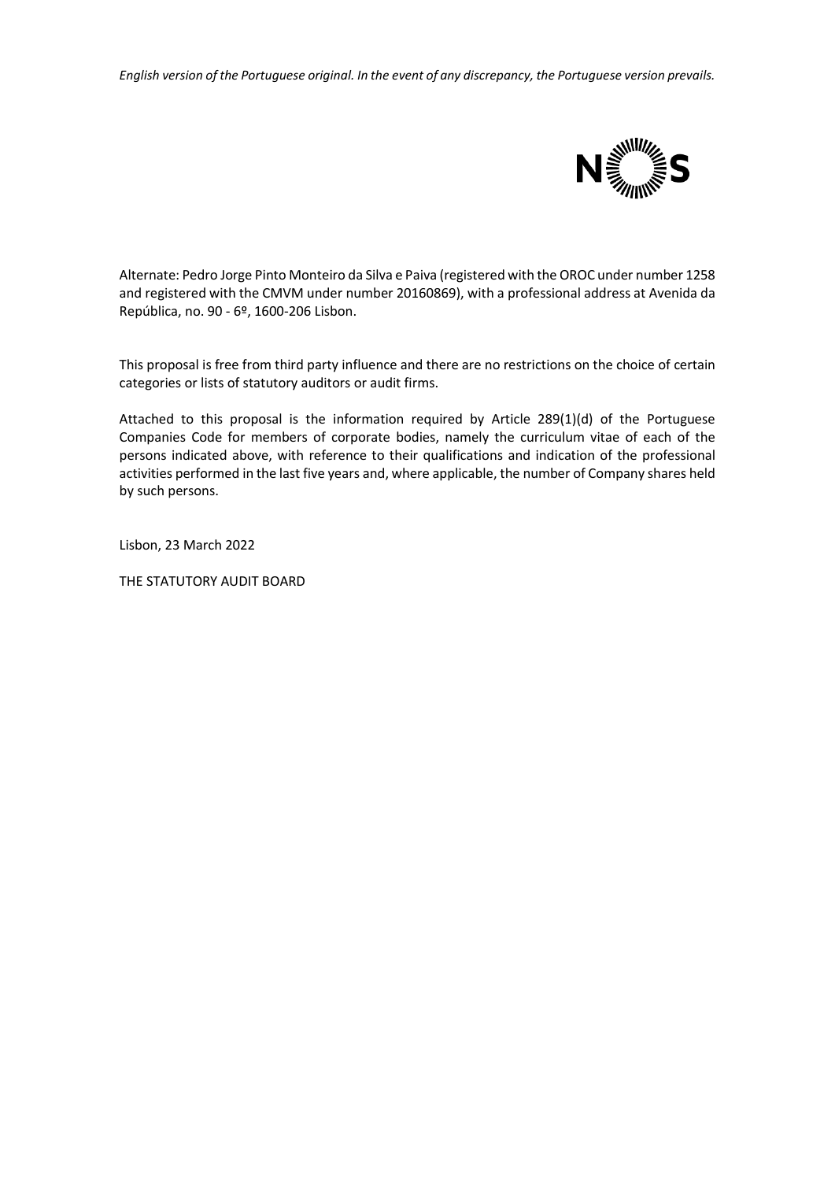*English version of the Portuguese original. In the event of any discrepancy, the Portuguese version prevails.*

Alternate: Pedro Jorge Pinto Monteiro da Silva e Paiva (registered with the OROC under number 1258 and registered with the CMVM under number 20160869), with a professional address at Avenida da República, no. 90 - 6º, 1600-206 Lisbon.

This proposal is free from third party influence and there are no restrictions on the choice of certain categories or lists of statutory auditors or audit firms.

Attached to this proposal is the information required by Article 289(1)(d) of the Portuguese Companies Code for members of corporate bodies, namely the curriculum vitae of each of the persons indicated above, with reference to their qualifications and indication of the professional activities performed in the last five years and, where applicable, the number of Company shares held by such persons.

Lisbon, 23 March 2022

THE STATUTORY AUDIT BOARD